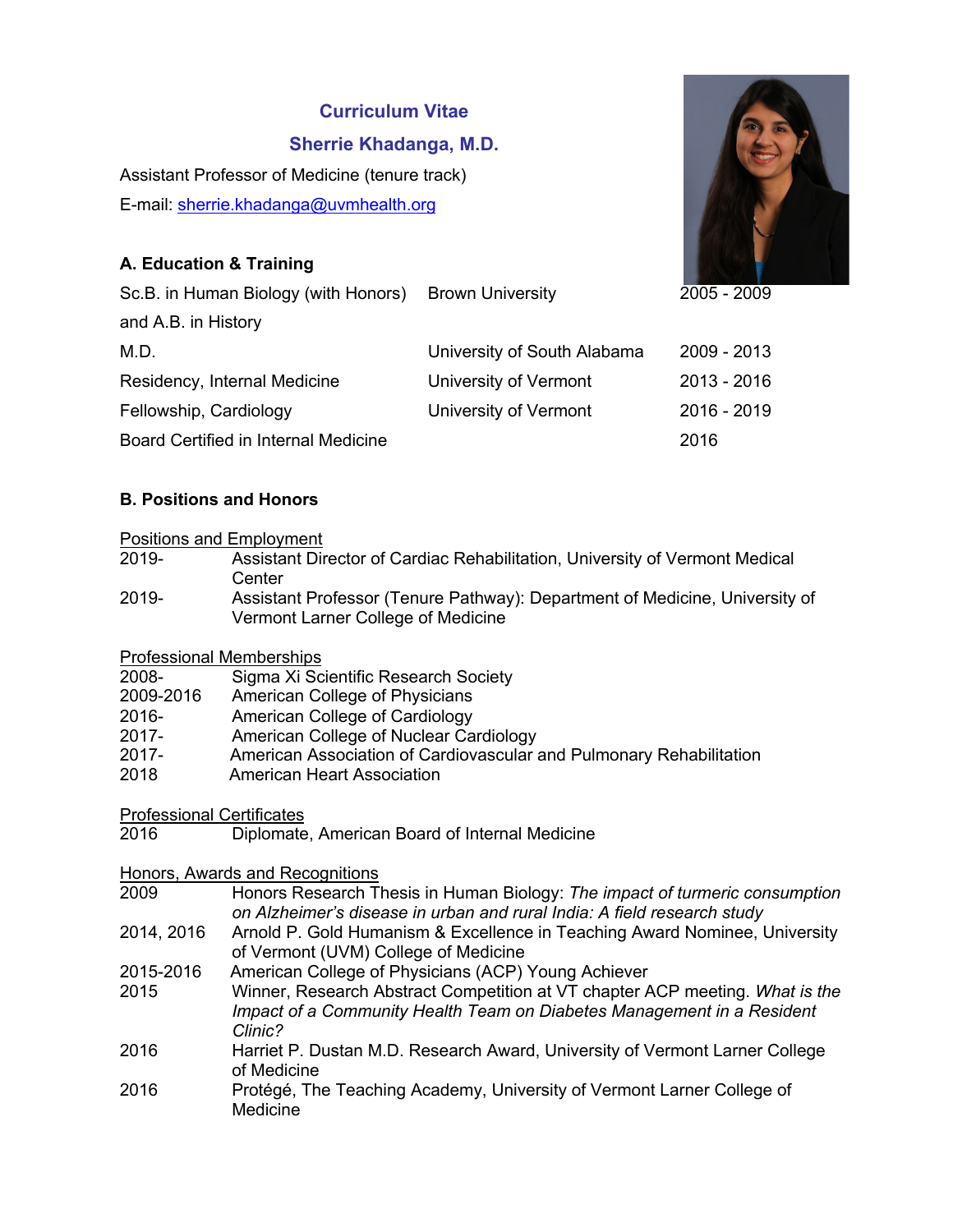# Curriculum Vitae

## Sherrie Khadanga, M.D.

Assistant Professor of Medicine (tenure track)

E-mail: sherrie.khadanga@uvmhealth.org

### A. Education & Training

| | | |
|---|---|---|
| Sc.B. in Human Biology (with Honors) and A.B. in History | Brown University | 2005 - 2009 |
| M.D. | University of South Alabama | 2009 - 2013 |
| Residency, Internal Medicine | University of Vermont | 2013 - 2016 |
| Fellowship, Cardiology | University of Vermont | 2016 - 2019 |
| Board Certified in Internal Medicine | | 2016 |

### B. Positions and Honors

Positions and Employment

| | |
|---|---|
| 2019- | Assistant Director of Cardiac Rehabilitation, University of Vermont Medical Center |
| 2019- | Assistant Professor (Tenure Pathway): Department of Medicine, University of Vermont Larner College of Medicine |

Professional Memberships

| | |
|---|---|
| 2008- | Sigma Xi Scientific Research Society |
| 2009-2016 | American College of Physicians |
| 2016- | American College of Cardiology |
| 2017- | American College of Nuclear Cardiology |
| 2017- | American Association of Cardiovascular and Pulmonary Rehabilitation |
| 2018 | American Heart Association |

Professional Certificates

| | |
|---|---|
| 2016 | Diplomate, American Board of Internal Medicine |

Honors, Awards and Recognitions

| | |
|---|---|
| 2009 | Honors Research Thesis in Human Biology: *The impact of turmeric consumption on Alzheimer's disease in urban and rural India: A field research study* |
| 2014, 2016 | Arnold P. Gold Humanism & Excellence in Teaching Award Nominee, University of Vermont (UVM) College of Medicine |
| 2015-2016 | American College of Physicians (ACP) Young Achiever |
| 2015 | Winner, Research Abstract Competition at VT chapter ACP meeting. *What is the Impact of a Community Health Team on Diabetes Management in a Resident Clinic?* |
| 2016 | Harriet P. Dustan M.D. Research Award, University of Vermont Larner College of Medicine |
| 2016 | Protégé, The Teaching Academy, University of Vermont Larner College of Medicine |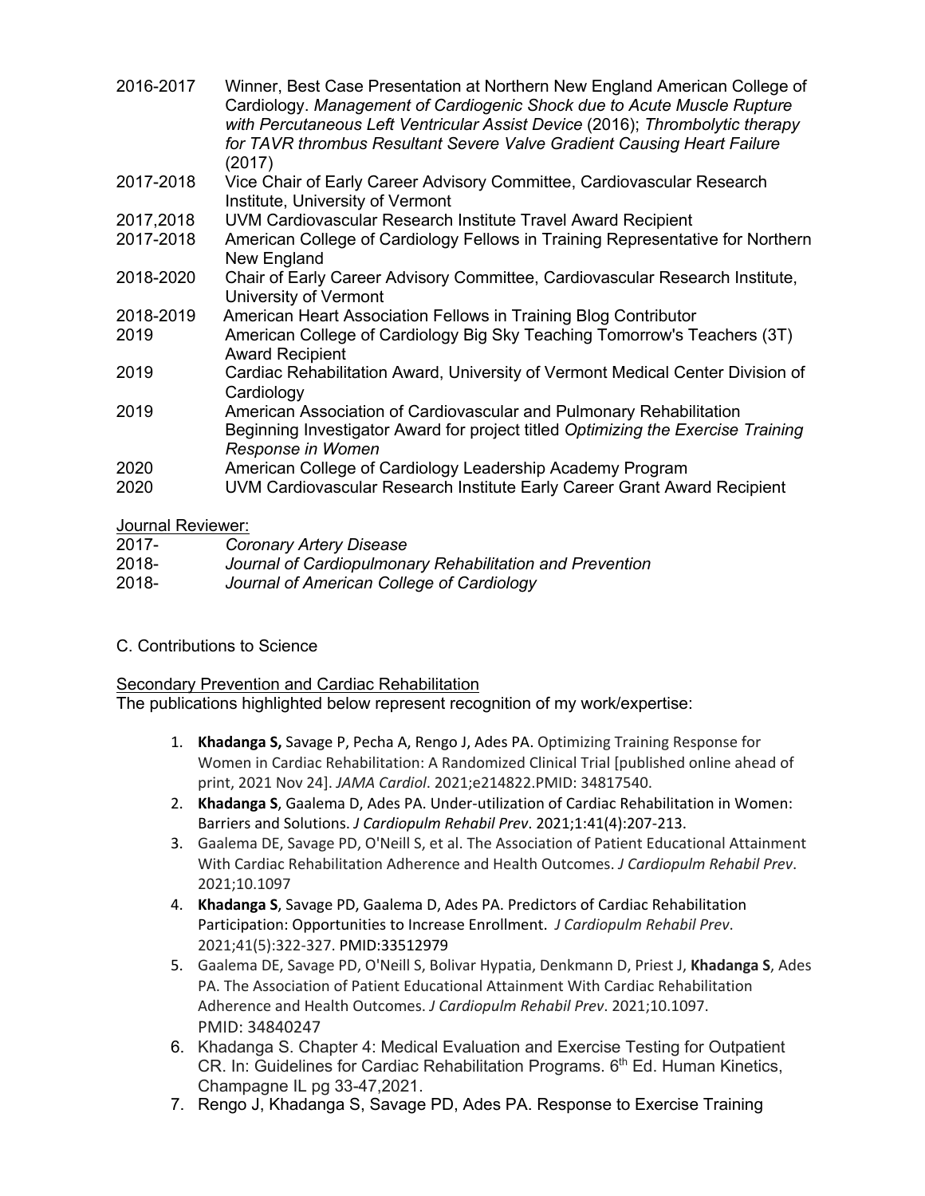2016-2017 Winner, Best Case Presentation at Northern New England American College of Cardiology. *Management of Cardiogenic Shock due to Acute Muscle Rupture with Percutaneous Left Ventricular Assist Device* (2016); *Thrombolytic therapy for TAVR thrombus Resultant Severe Valve Gradient Causing Heart Failure* (2017)

2017-2018 Vice Chair of Early Career Advisory Committee, Cardiovascular Research Institute, University of Vermont

2017,2018 UVM Cardiovascular Research Institute Travel Award Recipient

2017-2018 American College of Cardiology Fellows in Training Representative for Northern New England

2018-2020 Chair of Early Career Advisory Committee, Cardiovascular Research Institute, University of Vermont

2018-2019 American Heart Association Fellows in Training Blog Contributor

2019 American College of Cardiology Big Sky Teaching Tomorrow's Teachers (3T) Award Recipient

2019 Cardiac Rehabilitation Award, University of Vermont Medical Center Division of Cardiology

2019 American Association of Cardiovascular and Pulmonary Rehabilitation Beginning Investigator Award for project titled *Optimizing the Exercise Training Response in Women*

2020 American College of Cardiology Leadership Academy Program

2020 UVM Cardiovascular Research Institute Early Career Grant Award Recipient

Journal Reviewer:

2017- *Coronary Artery Disease*

2018- *Journal of Cardiopulmonary Rehabilitation and Prevention*

2018- *Journal of American College of Cardiology*

C. Contributions to Science

Secondary Prevention and Cardiac Rehabilitation

The publications highlighted below represent recognition of my work/expertise:

1. **Khadanga S,** Savage P, Pecha A, Rengo J, Ades PA. Optimizing Training Response for Women in Cardiac Rehabilitation: A Randomized Clinical Trial [published online ahead of print, 2021 Nov 24]. *JAMA Cardiol*. 2021;e214822.PMID: 34817540.
2. **Khadanga S**, Gaalema D, Ades PA. Under-utilization of Cardiac Rehabilitation in Women: Barriers and Solutions. *J Cardiopulm Rehabil Prev*. 2021;1:41(4):207-213.
3. Gaalema DE, Savage PD, O'Neill S, et al. The Association of Patient Educational Attainment With Cardiac Rehabilitation Adherence and Health Outcomes. *J Cardiopulm Rehabil Prev*. 2021;10.1097
4. **Khadanga S**, Savage PD, Gaalema D, Ades PA. Predictors of Cardiac Rehabilitation Participation: Opportunities to Increase Enrollment. *J Cardiopulm Rehabil Prev*. 2021;41(5):322-327. PMID:33512979
5. Gaalema DE, Savage PD, O'Neill S, Bolivar Hypatia, Denkmann D, Priest J, **Khadanga S**, Ades PA. The Association of Patient Educational Attainment With Cardiac Rehabilitation Adherence and Health Outcomes. *J Cardiopulm Rehabil Prev*. 2021;10.1097. PMID: 34840247
6. Khadanga S. Chapter 4: Medical Evaluation and Exercise Testing for Outpatient CR. In: Guidelines for Cardiac Rehabilitation Programs. 6th Ed. Human Kinetics, Champagne IL pg 33-47,2021.
7. Rengo J, Khadanga S, Savage PD, Ades PA. Response to Exercise Training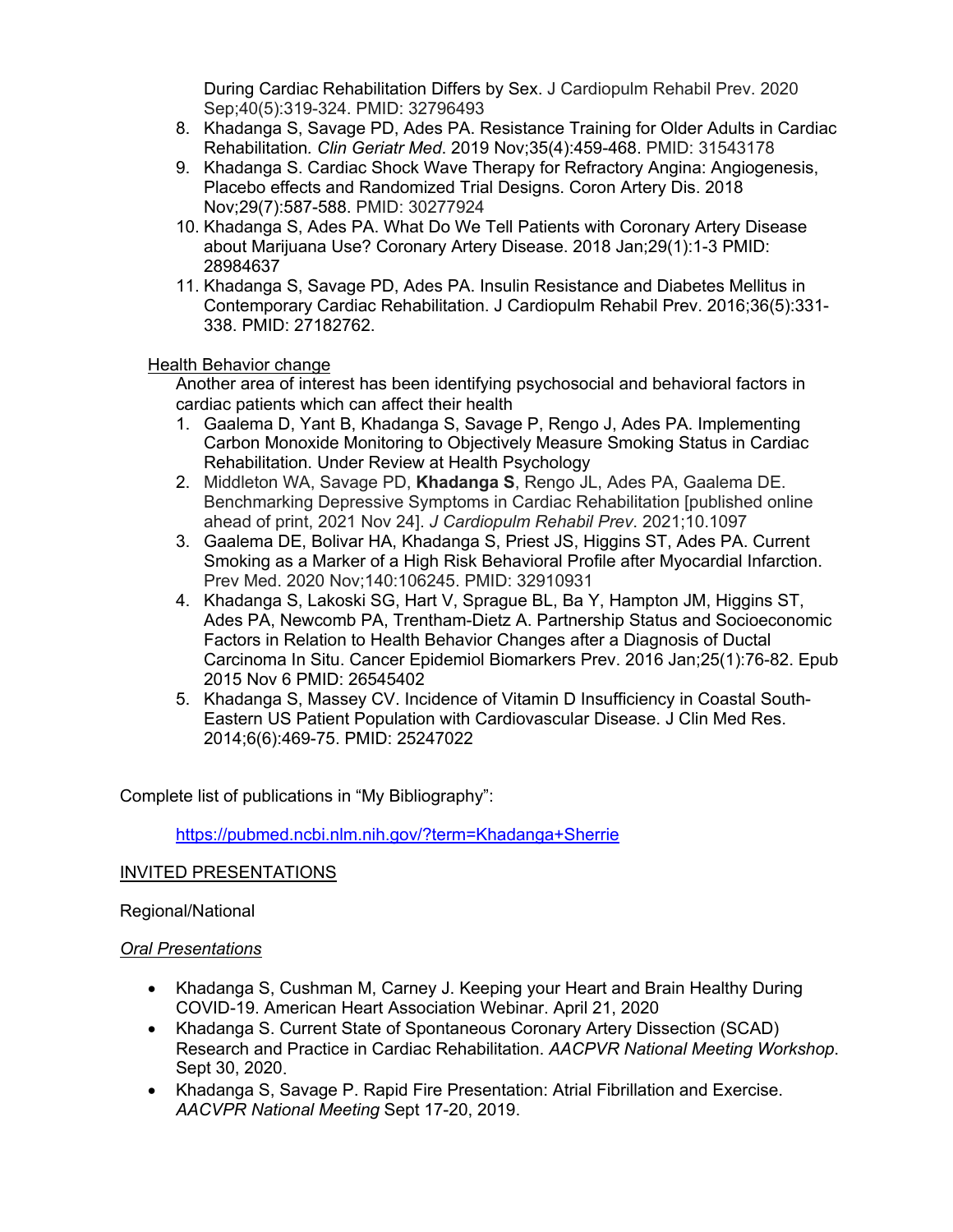During Cardiac Rehabilitation Differs by Sex. J Cardiopulm Rehabil Prev. 2020 Sep;40(5):319-324. PMID: 32796493

8. Khadanga S, Savage PD, Ades PA. Resistance Training for Older Adults in Cardiac Rehabilitation. *Clin Geriatr Med*. 2019 Nov;35(4):459-468. PMID: 31543178
9. Khadanga S. Cardiac Shock Wave Therapy for Refractory Angina: Angiogenesis, Placebo effects and Randomized Trial Designs. Coron Artery Dis. 2018 Nov;29(7):587-588. PMID: 30277924
10. Khadanga S, Ades PA. What Do We Tell Patients with Coronary Artery Disease about Marijuana Use? Coronary Artery Disease. 2018 Jan;29(1):1-3 PMID: 28984637
11. Khadanga S, Savage PD, Ades PA. Insulin Resistance and Diabetes Mellitus in Contemporary Cardiac Rehabilitation. J Cardiopulm Rehabil Prev. 2016;36(5):331-338. PMID: 27182762.

<u>Health Behavior change</u>

Another area of interest has been identifying psychosocial and behavioral factors in cardiac patients which can affect their health

1. Gaalema D, Yant B, Khadanga S, Savage P, Rengo J, Ades PA. Implementing Carbon Monoxide Monitoring to Objectively Measure Smoking Status in Cardiac Rehabilitation. Under Review at Health Psychology
2. Middleton WA, Savage PD, **Khadanga S**, Rengo JL, Ades PA, Gaalema DE. Benchmarking Depressive Symptoms in Cardiac Rehabilitation [published online ahead of print, 2021 Nov 24]. *J Cardiopulm Rehabil Prev*. 2021;10.1097
3. Gaalema DE, Bolivar HA, Khadanga S, Priest JS, Higgins ST, Ades PA. Current Smoking as a Marker of a High Risk Behavioral Profile after Myocardial Infarction. Prev Med. 2020 Nov;140:106245. PMID: 32910931
4. Khadanga S, Lakoski SG, Hart V, Sprague BL, Ba Y, Hampton JM, Higgins ST, Ades PA, Newcomb PA, Trentham-Dietz A. Partnership Status and Socioeconomic Factors in Relation to Health Behavior Changes after a Diagnosis of Ductal Carcinoma In Situ. Cancer Epidemiol Biomarkers Prev. 2016 Jan;25(1):76-82. Epub 2015 Nov 6 PMID: 26545402
5. Khadanga S, Massey CV. Incidence of Vitamin D Insufficiency in Coastal South-Eastern US Patient Population with Cardiovascular Disease. J Clin Med Res. 2014;6(6):469-75. PMID: 25247022

Complete list of publications in "My Bibliography":

https://pubmed.ncbi.nlm.nih.gov/?term=Khadanga+Sherrie

## <u>INVITED PRESENTATIONS</u>

Regional/National

*<u>Oral Presentations</u>*

- Khadanga S, Cushman M, Carney J. Keeping your Heart and Brain Healthy During COVID-19. American Heart Association Webinar. April 21, 2020
- Khadanga S. Current State of Spontaneous Coronary Artery Dissection (SCAD) Research and Practice in Cardiac Rehabilitation. *AACPVR National Meeting Workshop*. Sept 30, 2020.
- Khadanga S, Savage P. Rapid Fire Presentation: Atrial Fibrillation and Exercise. *AACVPR National Meeting* Sept 17-20, 2019.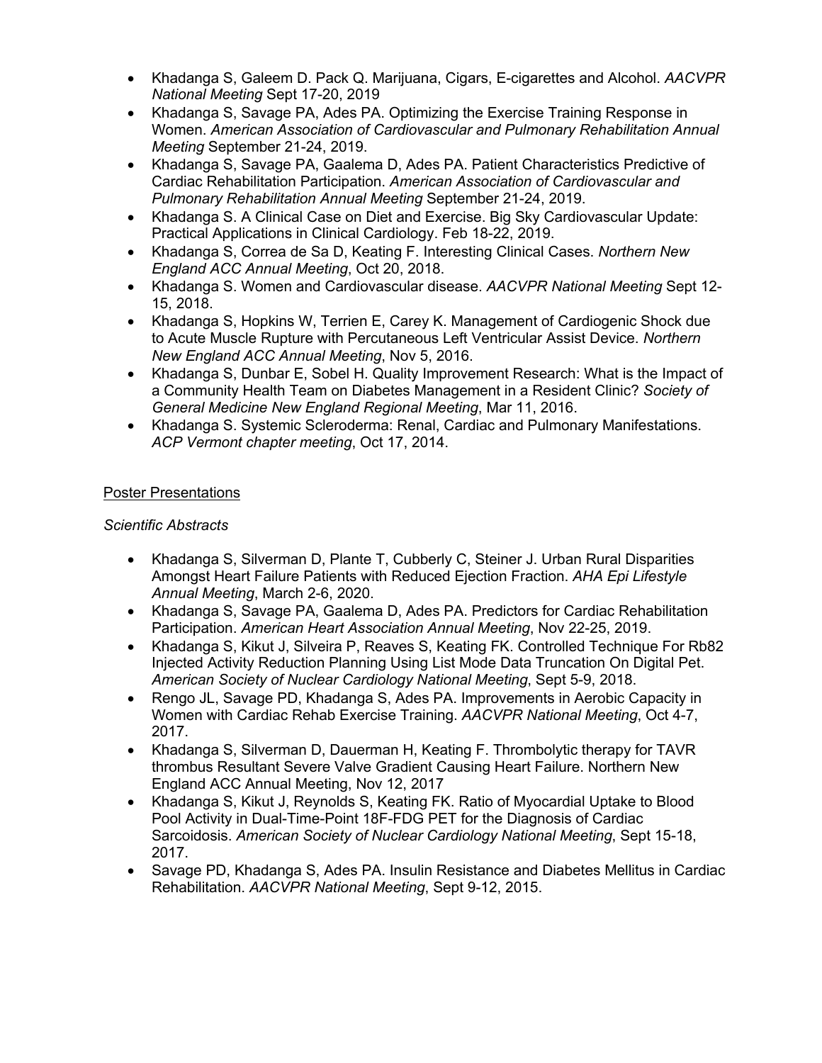- Khadanga S, Galeem D. Pack Q. Marijuana, Cigars, E-cigarettes and Alcohol. *AACVPR National Meeting* Sept 17-20, 2019
- Khadanga S, Savage PA, Ades PA. Optimizing the Exercise Training Response in Women. *American Association of Cardiovascular and Pulmonary Rehabilitation Annual Meeting* September 21-24, 2019.
- Khadanga S, Savage PA, Gaalema D, Ades PA. Patient Characteristics Predictive of Cardiac Rehabilitation Participation. *American Association of Cardiovascular and Pulmonary Rehabilitation Annual Meeting* September 21-24, 2019.
- Khadanga S. A Clinical Case on Diet and Exercise. Big Sky Cardiovascular Update: Practical Applications in Clinical Cardiology. Feb 18-22, 2019.
- Khadanga S, Correa de Sa D, Keating F. Interesting Clinical Cases. *Northern New England ACC Annual Meeting*, Oct 20, 2018.
- Khadanga S. Women and Cardiovascular disease. *AACVPR National Meeting* Sept 12-15, 2018.
- Khadanga S, Hopkins W, Terrien E, Carey K. Management of Cardiogenic Shock due to Acute Muscle Rupture with Percutaneous Left Ventricular Assist Device. *Northern New England ACC Annual Meeting*, Nov 5, 2016.
- Khadanga S, Dunbar E, Sobel H. Quality Improvement Research: What is the Impact of a Community Health Team on Diabetes Management in a Resident Clinic? *Society of General Medicine New England Regional Meeting*, Mar 11, 2016.
- Khadanga S. Systemic Scleroderma: Renal, Cardiac and Pulmonary Manifestations. *ACP Vermont chapter meeting*, Oct 17, 2014.

## Poster Presentations

*Scientific Abstracts*

- Khadanga S, Silverman D, Plante T, Cubberly C, Steiner J. Urban Rural Disparities Amongst Heart Failure Patients with Reduced Ejection Fraction. *AHA Epi Lifestyle Annual Meeting*, March 2-6, 2020.
- Khadanga S, Savage PA, Gaalema D, Ades PA. Predictors for Cardiac Rehabilitation Participation. *American Heart Association Annual Meeting*, Nov 22-25, 2019.
- Khadanga S, Kikut J, Silveira P, Reaves S, Keating FK. Controlled Technique For Rb82 Injected Activity Reduction Planning Using List Mode Data Truncation On Digital Pet. *American Society of Nuclear Cardiology National Meeting*, Sept 5-9, 2018.
- Rengo JL, Savage PD, Khadanga S, Ades PA. Improvements in Aerobic Capacity in Women with Cardiac Rehab Exercise Training. *AACVPR National Meeting*, Oct 4-7, 2017.
- Khadanga S, Silverman D, Dauerman H, Keating F. Thrombolytic therapy for TAVR thrombus Resultant Severe Valve Gradient Causing Heart Failure. Northern New England ACC Annual Meeting, Nov 12, 2017
- Khadanga S, Kikut J, Reynolds S, Keating FK. Ratio of Myocardial Uptake to Blood Pool Activity in Dual-Time-Point 18F-FDG PET for the Diagnosis of Cardiac Sarcoidosis. *American Society of Nuclear Cardiology National Meeting*, Sept 15-18, 2017.
- Savage PD, Khadanga S, Ades PA. Insulin Resistance and Diabetes Mellitus in Cardiac Rehabilitation. *AACVPR National Meeting*, Sept 9-12, 2015.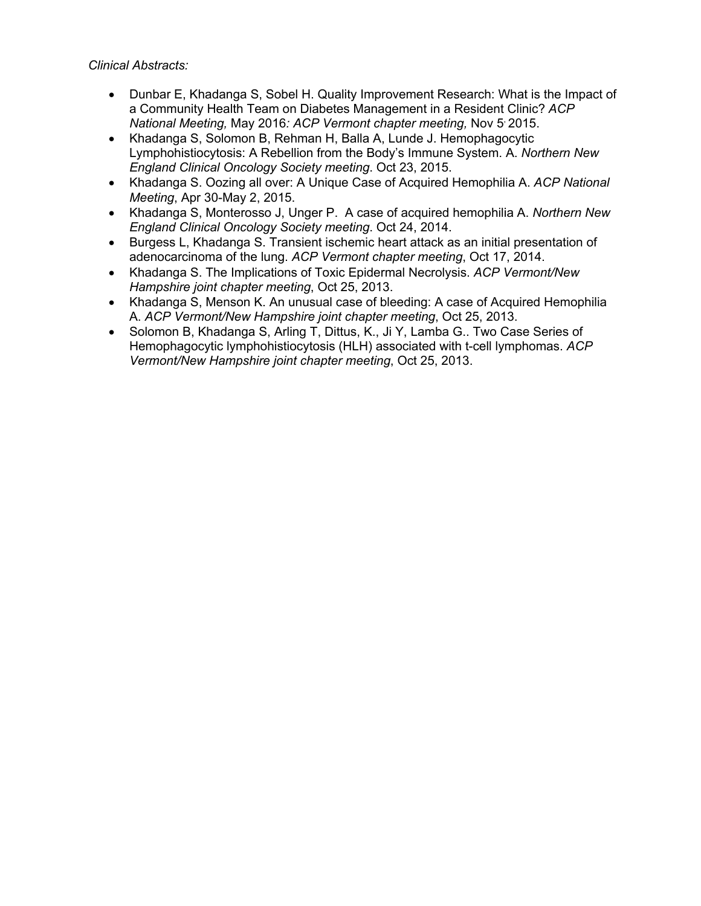*Clinical Abstracts:*

- Dunbar E, Khadanga S, Sobel H. Quality Improvement Research: What is the Impact of a Community Health Team on Diabetes Management in a Resident Clinic? *ACP National Meeting,* May 2016*: ACP Vermont chapter meeting,* Nov 5, 2015.
- Khadanga S, Solomon B, Rehman H, Balla A, Lunde J. Hemophagocytic Lymphohistiocytosis: A Rebellion from the Body's Immune System. A. *Northern New England Clinical Oncology Society meeting*. Oct 23, 2015.
- Khadanga S. Oozing all over: A Unique Case of Acquired Hemophilia A. *ACP National Meeting*, Apr 30-May 2, 2015.
- Khadanga S, Monterosso J, Unger P. A case of acquired hemophilia A. *Northern New England Clinical Oncology Society meeting*. Oct 24, 2014.
- Burgess L, Khadanga S. Transient ischemic heart attack as an initial presentation of adenocarcinoma of the lung. *ACP Vermont chapter meeting*, Oct 17, 2014.
- Khadanga S. The Implications of Toxic Epidermal Necrolysis. *ACP Vermont/New Hampshire joint chapter meeting*, Oct 25, 2013.
- Khadanga S, Menson K. An unusual case of bleeding: A case of Acquired Hemophilia A. *ACP Vermont/New Hampshire joint chapter meeting*, Oct 25, 2013.
- Solomon B, Khadanga S, Arling T, Dittus, K., Ji Y, Lamba G.. Two Case Series of Hemophagocytic lymphohistiocytosis (HLH) associated with t-cell lymphomas. *ACP Vermont/New Hampshire joint chapter meeting*, Oct 25, 2013.